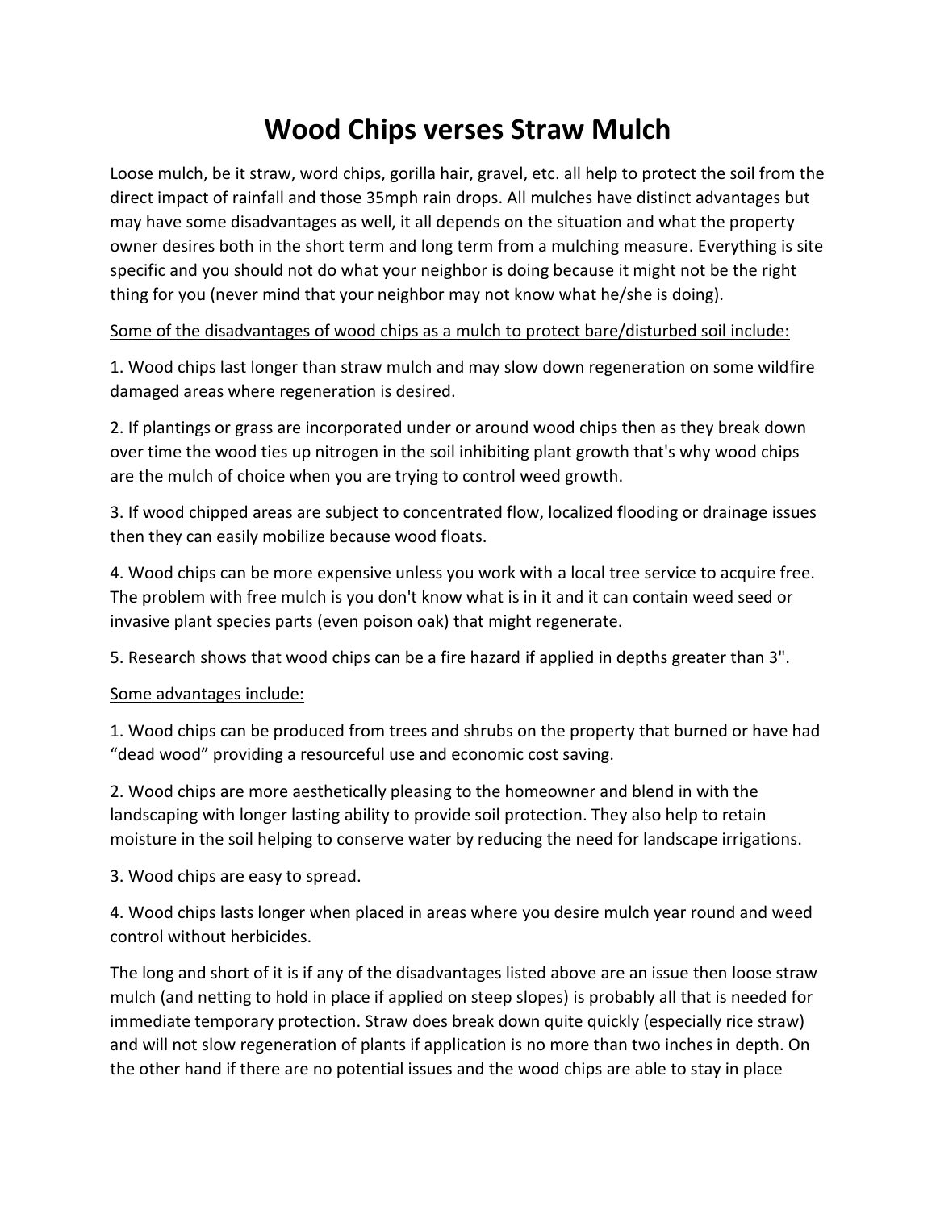# Wood Chips verses Straw Mulch

Loose mulch, be it straw, word chips, gorilla hair, gravel, etc. all help to protect the soil from the direct impact of rainfall and those 35mph rain drops. All mulches have distinct advantages but may have some disadvantages as well, it all depends on the situation and what the property owner desires both in the short term and long term from a mulching measure. Everything is site specific and you should not do what your neighbor is doing because it might not be the right thing for you (never mind that your neighbor may not know what he/she is doing).

<u>Some of the disadvantages of wood chips as a mulch to protect bare/disturbed soil include:</u>

1. Wood chips last longer than straw mulch and may slow down regeneration on some wildfire damaged areas where regeneration is desired.

2. If plantings or grass are incorporated under or around wood chips then as they break down over time the wood ties up nitrogen in the soil inhibiting plant growth that's why wood chips are the mulch of choice when you are trying to control weed growth.

3. If wood chipped areas are subject to concentrated flow, localized flooding or drainage issues then they can easily mobilize because wood floats.

4. Wood chips can be more expensive unless you work with a local tree service to acquire free. The problem with free mulch is you don't know what is in it and it can contain weed seed or invasive plant species parts (even poison oak) that might regenerate.

5. Research shows that wood chips can be a fire hazard if applied in depths greater than 3".

<u>Some advantages include:</u>

1. Wood chips can be produced from trees and shrubs on the property that burned or have had "dead wood" providing a resourceful use and economic cost saving.

2. Wood chips are more aesthetically pleasing to the homeowner and blend in with the landscaping with longer lasting ability to provide soil protection. They also help to retain moisture in the soil helping to conserve water by reducing the need for landscape irrigations.

3. Wood chips are easy to spread.

4. Wood chips lasts longer when placed in areas where you desire mulch year round and weed control without herbicides.

The long and short of it is if any of the disadvantages listed above are an issue then loose straw mulch (and netting to hold in place if applied on steep slopes) is probably all that is needed for immediate temporary protection. Straw does break down quite quickly (especially rice straw) and will not slow regeneration of plants if application is no more than two inches in depth. On the other hand if there are no potential issues and the wood chips are able to stay in place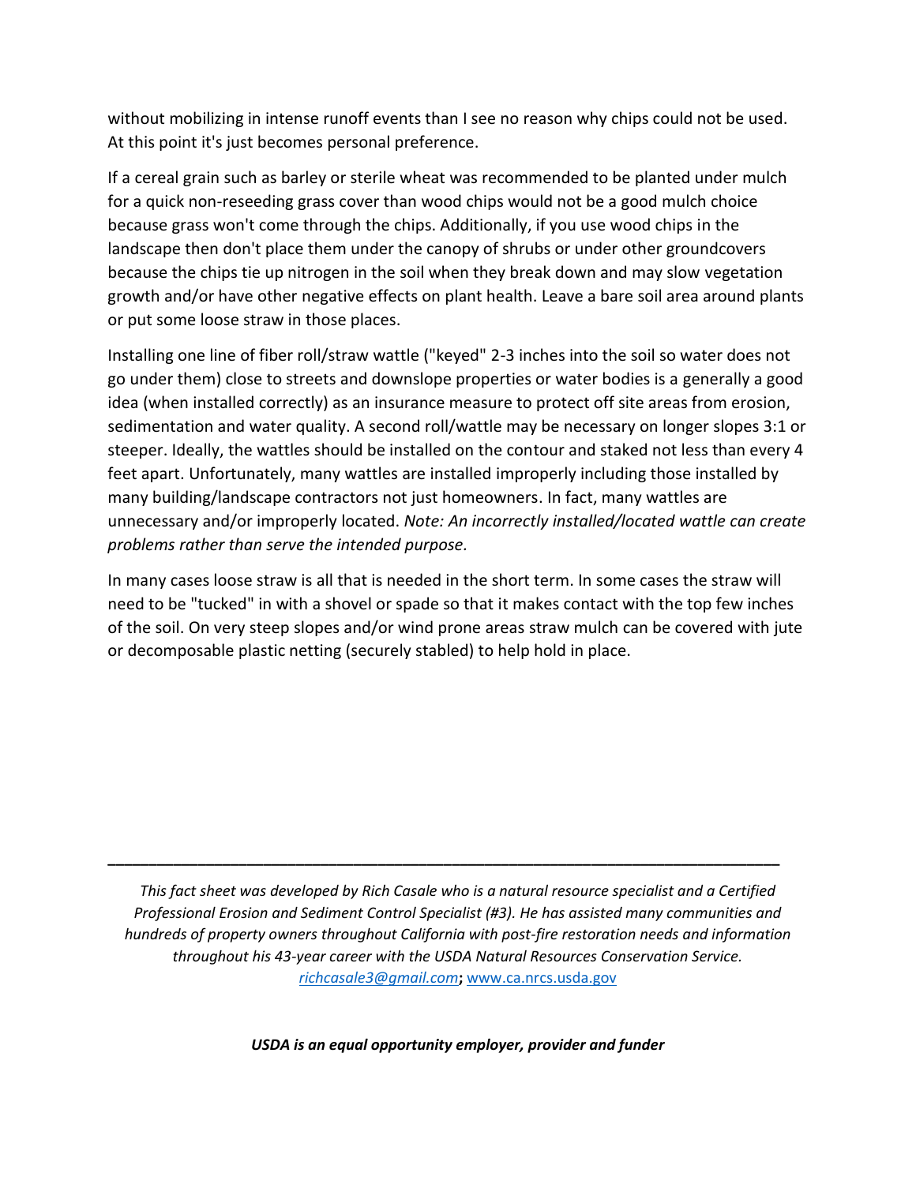without mobilizing in intense runoff events than I see no reason why chips could not be used. At this point it's just becomes personal preference.

If a cereal grain such as barley or sterile wheat was recommended to be planted under mulch for a quick non-reseeding grass cover than wood chips would not be a good mulch choice because grass won't come through the chips. Additionally, if you use wood chips in the landscape then don't place them under the canopy of shrubs or under other groundcovers because the chips tie up nitrogen in the soil when they break down and may slow vegetation growth and/or have other negative effects on plant health. Leave a bare soil area around plants or put some loose straw in those places.

Installing one line of fiber roll/straw wattle ("keyed" 2-3 inches into the soil so water does not go under them) close to streets and downslope properties or water bodies is a generally a good idea (when installed correctly) as an insurance measure to protect off site areas from erosion, sedimentation and water quality. A second roll/wattle may be necessary on longer slopes 3:1 or steeper. Ideally, the wattles should be installed on the contour and staked not less than every 4 feet apart. Unfortunately, many wattles are installed improperly including those installed by many building/landscape contractors not just homeowners. In fact, many wattles are unnecessary and/or improperly located. *Note: An incorrectly installed/located wattle can create problems rather than serve the intended purpose.*

In many cases loose straw is all that is needed in the short term. In some cases the straw will need to be "tucked" in with a shovel or spade so that it makes contact with the top few inches of the soil. On very steep slopes and/or wind prone areas straw mulch can be covered with jute or decomposable plastic netting (securely stabled) to help hold in place.

---

*This fact sheet was developed by Rich Casale who is a natural resource specialist and a Certified Professional Erosion and Sediment Control Specialist (#3). He has assisted many communities and hundreds of property owners throughout California with post-fire restoration needs and information throughout his 43-year career with the USDA Natural Resources Conservation Service.*
*richcasale3@gmail.com*; www.ca.nrcs.usda.gov

***USDA is an equal opportunity employer, provider and funder***